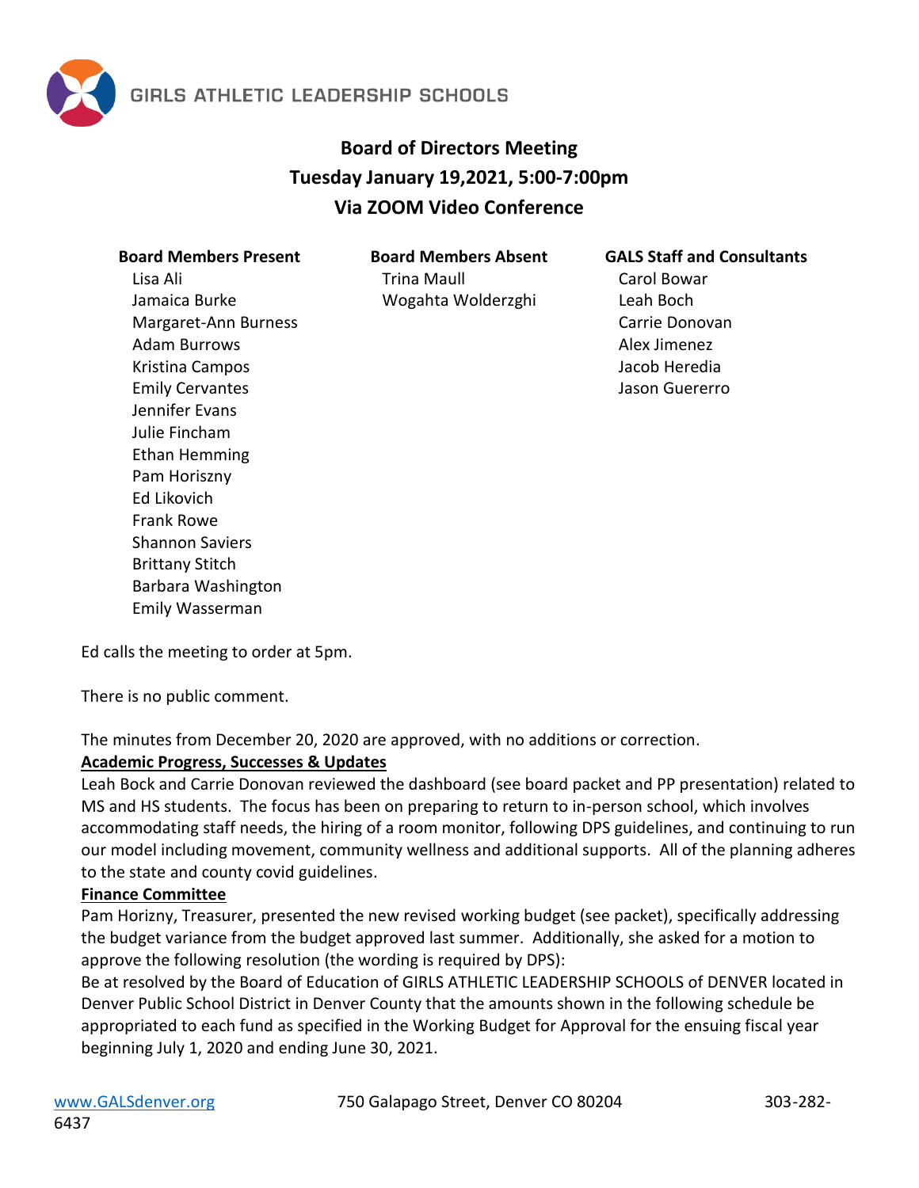GIRLS ATHLETIC LEADERSHIP SCHOOLS

# Board of Directors Meeting
## Tuesday January 19,2021, 5:00-7:00pm
## Via ZOOM Video Conference

| Board Members Present | Board Members Absent | GALS Staff and Consultants |
|---|---|---|
| Lisa Ali | Trina Maull | Carol Bowar |
| Jamaica Burke | Wogahta Wolderzghi | Leah Boch |
| Margaret-Ann Burness | | Carrie Donovan |
| Adam Burrows | | Alex Jimenez |
| Kristina Campos | | Jacob Heredia |
| Emily Cervantes | | Jason Guererro |
| Jennifer Evans | | |
| Julie Fincham | | |
| Ethan Hemming | | |
| Pam Horiszny | | |
| Ed Likovich | | |
| Frank Rowe | | |
| Shannon Saviers | | |
| Brittany Stitch | | |
| Barbara Washington | | |
| Emily Wasserman | | |

Ed calls the meeting to order at 5pm.

There is no public comment.

The minutes from December 20, 2020 are approved, with no additions or correction.

**Academic Progress, Successes & Updates**

Leah Bock and Carrie Donovan reviewed the dashboard (see board packet and PP presentation) related to MS and HS students. The focus has been on preparing to return to in-person school, which involves accommodating staff needs, the hiring of a room monitor, following DPS guidelines, and continuing to run our model including movement, community wellness and additional supports. All of the planning adheres to the state and county covid guidelines.

**Finance Committee**

Pam Horizny, Treasurer, presented the new revised working budget (see packet), specifically addressing the budget variance from the budget approved last summer. Additionally, she asked for a motion to approve the following resolution (the wording is required by DPS):

Be at resolved by the Board of Education of GIRLS ATHLETIC LEADERSHIP SCHOOLS of DENVER located in Denver Public School District in Denver County that the amounts shown in the following schedule be appropriated to each fund as specified in the Working Budget for Approval for the ensuing fiscal year beginning July 1, 2020 and ending June 30, 2021.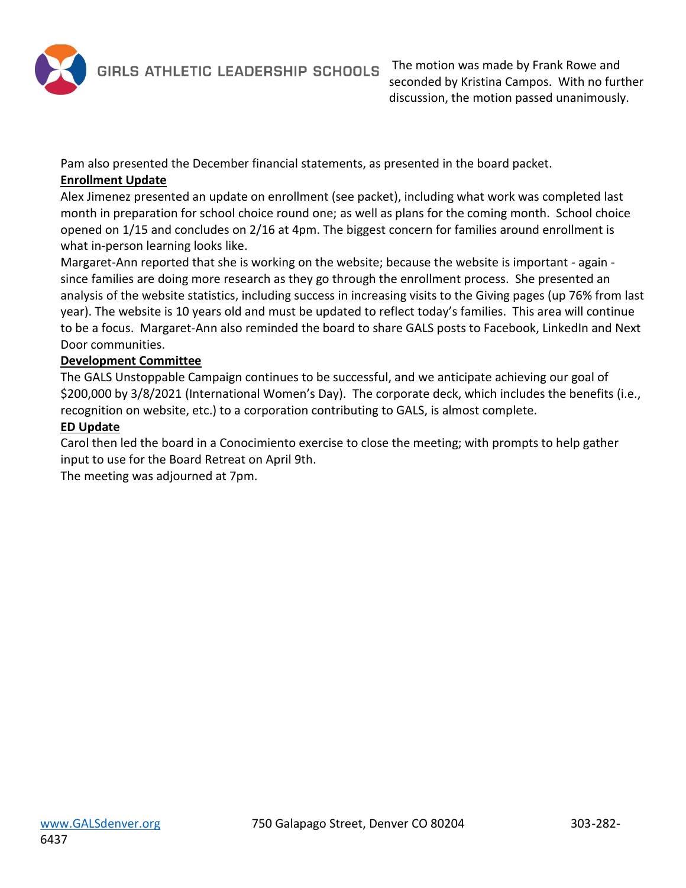The motion was made by Frank Rowe and seconded by Kristina Campos. With no further discussion, the motion passed unanimously.

Pam also presented the December financial statements, as presented in the board packet.

**Enrollment Update**

Alex Jimenez presented an update on enrollment (see packet), including what work was completed last month in preparation for school choice round one; as well as plans for the coming month. School choice opened on 1/15 and concludes on 2/16 at 4pm. The biggest concern for families around enrollment is what in-person learning looks like.

Margaret-Ann reported that she is working on the website; because the website is important - again - since families are doing more research as they go through the enrollment process. She presented an analysis of the website statistics, including success in increasing visits to the Giving pages (up 76% from last year). The website is 10 years old and must be updated to reflect today's families. This area will continue to be a focus. Margaret-Ann also reminded the board to share GALS posts to Facebook, LinkedIn and Next Door communities.

**Development Committee**

The GALS Unstoppable Campaign continues to be successful, and we anticipate achieving our goal of $200,000 by 3/8/2021 (International Women's Day). The corporate deck, which includes the benefits (i.e., recognition on website, etc.) to a corporation contributing to GALS, is almost complete.

**ED Update**

Carol then led the board in a Conocimiento exercise to close the meeting; with prompts to help gather input to use for the Board Retreat on April 9th.

The meeting was adjourned at 7pm.